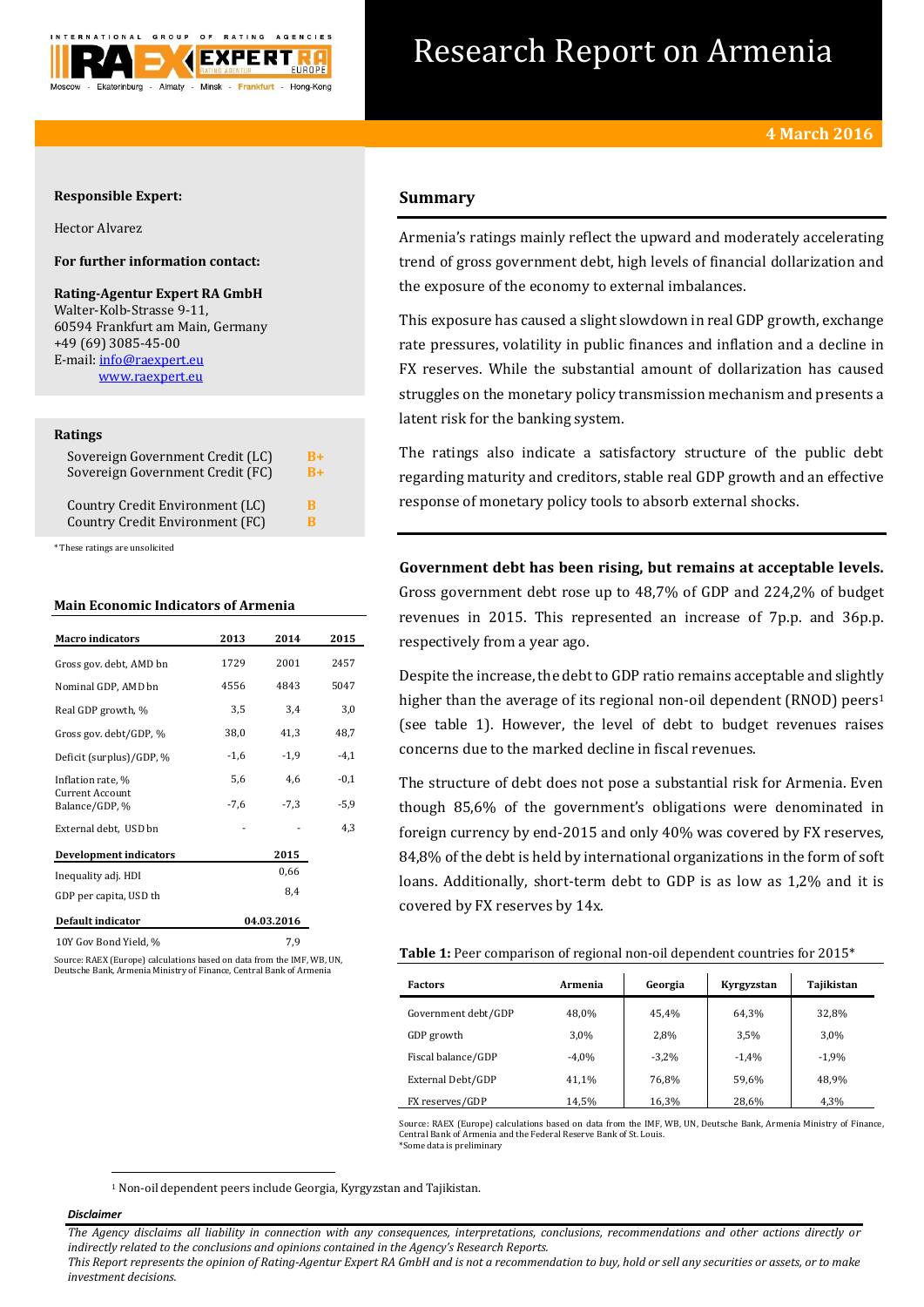# Research Report on Armenia

**4 March 2016**

**Responsible Expert:**

Hector Alvarez

**For further information contact:**

**Rating-Agentur Expert RA GmbH**
Walter-Kolb-Strasse 9-11,
60594 Frankfurt am Main, Germany
+49 (69) 3085-45-00
E-mail: info@raexpert.eu
www.raexpert.eu

**Ratings**

| | |
|---|---|
| Sovereign Government Credit (LC) | B+ |
| Sovereign Government Credit (FC) | B+ |
| Country Credit Environment (LC) | B |
| Country Credit Environment (FC) | B |

*These ratings are unsolicited

**Main Economic Indicators of Armenia**

| Macro indicators | 2013 | 2014 | 2015 |
|---|---|---|---|
| Gross gov. debt, AMD bn | 1729 | 2001 | 2457 |
| Nominal GDP, AMD bn | 4556 | 4843 | 5047 |
| Real GDP growth, % | 3,5 | 3,4 | 3,0 |
| Gross gov. debt/GDP, % | 38,0 | 41,3 | 48,7 |
| Deficit (surplus)/GDP, % | -1,6 | -1,9 | -4,1 |
| Inflation rate, % | 5,6 | 4,6 | -0,1 |
| Current Account Balance/GDP, % | -7,6 | -7,3 | -5,9 |
| External debt, USD bn | - | - | 4,3 |

| Development indicators | 2015 |
|---|---|
| Inequality adj. HDI | 0,66 |
| GDP per capita, USD th | 8,4 |

| Default indicator | 04.03.2016 |
|---|---|
| 10Y Gov Bond Yield, % | 7,9 |

Source: RAEX (Europe) calculations based on data from the IMF, WB, UN, Deutsche Bank, Armenia Ministry of Finance, Central Bank of Armenia

## Summary

Armenia's ratings mainly reflect the upward and moderately accelerating trend of gross government debt, high levels of financial dollarization and the exposure of the economy to external imbalances.

This exposure has caused a slight slowdown in real GDP growth, exchange rate pressures, volatility in public finances and inflation and a decline in FX reserves. While the substantial amount of dollarization has caused struggles on the monetary policy transmission mechanism and presents a latent risk for the banking system.

The ratings also indicate a satisfactory structure of the public debt regarding maturity and creditors, stable real GDP growth and an effective response of monetary policy tools to absorb external shocks.

**Government debt has been rising, but remains at acceptable levels.** Gross government debt rose up to 48,7% of GDP and 224,2% of budget revenues in 2015. This represented an increase of 7p.p. and 36p.p. respectively from a year ago.

Despite the increase, the debt to GDP ratio remains acceptable and slightly higher than the average of its regional non-oil dependent (RNOD) peers[1] (see table 1). However, the level of debt to budget revenues raises concerns due to the marked decline in fiscal revenues.

The structure of debt does not pose a substantial risk for Armenia. Even though 85,6% of the government's obligations were denominated in foreign currency by end-2015 and only 40% was covered by FX reserves, 84,8% of the debt is held by international organizations in the form of soft loans. Additionally, short-term debt to GDP is as low as 1,2% and it is covered by FX reserves by 14x.

**Table 1:** Peer comparison of regional non-oil dependent countries for 2015*

| Factors | Armenia | Georgia | Kyrgyzstan | Tajikistan |
|---|---|---|---|---|
| Government debt/GDP | 48,0% | 45,4% | 64,3% | 32,8% |
| GDP growth | 3,0% | 2,8% | 3,5% | 3,0% |
| Fiscal balance/GDP | -4,0% | -3,2% | -1,4% | -1,9% |
| External Debt/GDP | 41,1% | 76,8% | 59,6% | 48,9% |
| FX reserves/GDP | 14,5% | 16,3% | 28,6% | 4,3% |

Source: RAEX (Europe) calculations based on data from the IMF, WB, UN, Deutsche Bank, Armenia Ministry of Finance, Central Bank of Armenia and the Federal Reserve Bank of St. Louis.
*Some data is preliminary

[1] Non-oil dependent peers include Georgia, Kyrgyzstan and Tajikistan.

***Disclaimer***

*The Agency disclaims all liability in connection with any consequences, interpretations, conclusions, recommendations and other actions directly or indirectly related to the conclusions and opinions contained in the Agency's Research Reports.*
*This Report represents the opinion of Rating-Agentur Expert RA GmbH and is not a recommendation to buy, hold or sell any securities or assets, or to make investment decisions.*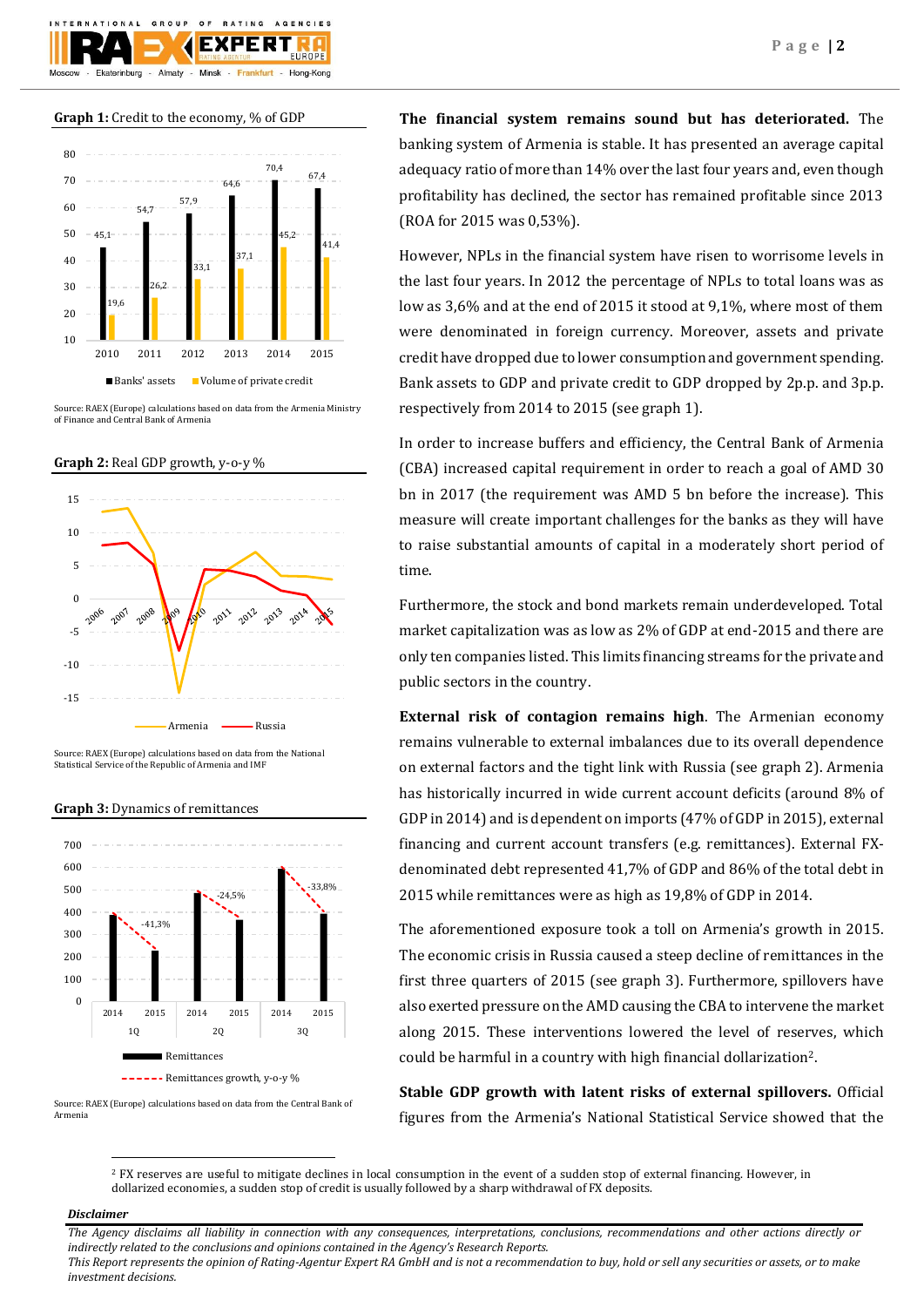**Graph 1:** Credit to the economy, % of GDP

| | 2010 | 2011 | 2012 | 2013 | 2014 | 2015 |
|---|---|---|---|---|---|---|
| Banks' assets | 45,1 | 54,7 | 57,9 | 64,6 | 70,4 | 67,4 |
| Volume of private credit | 19,6 | 26,2 | 33,1 | 37,1 | 45,2 | 41,4 |

Source: RAEX (Europe) calculations based on data from the Armenia Ministry of Finance and Central Bank of Armenia

**Graph 2:** Real GDP growth, y-o-y %

Source: RAEX (Europe) calculations based on data from the National Statistical Service of the Republic of Armenia and IMF

**Graph 3:** Dynamics of remittances

| | 1Q 2014 | 1Q 2015 | 2Q 2014 | 2Q 2015 | 3Q 2014 | 3Q 2015 |
|---|---|---|---|---|---|---|
| Remittances growth, y-o-y % | | -41,3% | | -24,5% | | -33,8% |

Source: RAEX (Europe) calculations based on data from the Central Bank of Armenia

**The financial system remains sound but has deteriorated.** The banking system of Armenia is stable. It has presented an average capital adequacy ratio of more than 14% over the last four years and, even though profitability has declined, the sector has remained profitable since 2013 (ROA for 2015 was 0,53%).

However, NPLs in the financial system have risen to worrisome levels in the last four years. In 2012 the percentage of NPLs to total loans was as low as 3,6% and at the end of 2015 it stood at 9,1%, where most of them were denominated in foreign currency. Moreover, assets and private credit have dropped due to lower consumption and government spending. Bank assets to GDP and private credit to GDP dropped by 2p.p. and 3p.p. respectively from 2014 to 2015 (see graph 1).

In order to increase buffers and efficiency, the Central Bank of Armenia (CBA) increased capital requirement in order to reach a goal of AMD 30 bn in 2017 (the requirement was AMD 5 bn before the increase). This measure will create important challenges for the banks as they will have to raise substantial amounts of capital in a moderately short period of time.

Furthermore, the stock and bond markets remain underdeveloped. Total market capitalization was as low as 2% of GDP at end-2015 and there are only ten companies listed. This limits financing streams for the private and public sectors in the country.

**External risk of contagion remains high**. The Armenian economy remains vulnerable to external imbalances due to its overall dependence on external factors and the tight link with Russia (see graph 2). Armenia has historically incurred in wide current account deficits (around 8% of GDP in 2014) and is dependent on imports (47% of GDP in 2015), external financing and current account transfers (e.g. remittances). External FX-denominated debt represented 41,7% of GDP and 86% of the total debt in 2015 while remittances were as high as 19,8% of GDP in 2014.

The aforementioned exposure took a toll on Armenia's growth in 2015. The economic crisis in Russia caused a steep decline of remittances in the first three quarters of 2015 (see graph 3). Furthermore, spillovers have also exerted pressure on the AMD causing the CBA to intervene the market along 2015. These interventions lowered the level of reserves, which could be harmful in a country with high financial dollarization[2].

**Stable GDP growth with latent risks of external spillovers.** Official figures from the Armenia's National Statistical Service showed that the

[2] FX reserves are useful to mitigate declines in local consumption in the event of a sudden stop of external financing. However, in dollarized economies, a sudden stop of credit is usually followed by a sharp withdrawal of FX deposits.

***Disclaimer***

*The Agency disclaims all liability in connection with any consequences, interpretations, conclusions, recommendations and other actions directly or indirectly related to the conclusions and opinions contained in the Agency's Research Reports.*
*This Report represents the opinion of Rating-Agentur Expert RA GmbH and is not a recommendation to buy, hold or sell any securities or assets, or to make investment decisions.*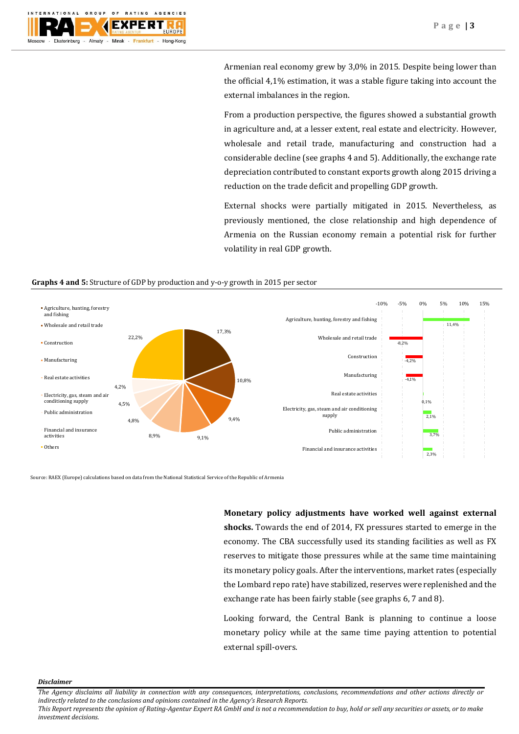Armenian real economy grew by 3,0% in 2015. Despite being lower than the official 4,1% estimation, it was a stable figure taking into account the external imbalances in the region.

From a production perspective, the figures showed a substantial growth in agriculture and, at a lesser extent, real estate and electricity. However, wholesale and retail trade, manufacturing and construction had a considerable decline (see graphs 4 and 5). Additionally, the exchange rate depreciation contributed to constant exports growth along 2015 driving a reduction on the trade deficit and propelling GDP growth.

External shocks were partially mitigated in 2015. Nevertheless, as previously mentioned, the close relationship and high dependence of Armenia on the Russian economy remain a potential risk for further volatility in real GDP growth.

**Graphs 4 and 5:** Structure of GDP by production and y-o-y growth in 2015 per sector

| Sector | Share of GDP | y-o-y growth 2015 |
|---|---|---|
| Agriculture, hunting, forestry and fishing | 17,3% | 11,4% |
| Wholesale and retail trade | 10,8% | -8,2% |
| Construction | 9,4% | -4,2% |
| Manufacturing | 9,1% | -4,1% |
| Real estate activities | 8,9% | 0,1% |
| Electricity, gas, steam and air conditioning supply | 4,8% | 2,1% |
| Public administration | 4,5% | 3,7% |
| Financial and insurance activities | 4,2% | 2,3% |
| Others | 22,2% | |

Source: RAEX (Europe) calculations based on data from the National Statistical Service of the Republic of Armenia

**Monetary policy adjustments have worked well against external shocks.** Towards the end of 2014, FX pressures started to emerge in the economy. The CBA successfully used its standing facilities as well as FX reserves to mitigate those pressures while at the same time maintaining its monetary policy goals. After the interventions, market rates (especially the Lombard repo rate) have stabilized, reserves were replenished and the exchange rate has been fairly stable (see graphs 6, 7 and 8).

Looking forward, the Central Bank is planning to continue a loose monetary policy while at the same time paying attention to potential external spill-overs.

***Disclaimer***

*The Agency disclaims all liability in connection with any consequences, interpretations, conclusions, recommendations and other actions directly or indirectly related to the conclusions and opinions contained in the Agency's Research Reports.*
*This Report represents the opinion of Rating-Agentur Expert RA GmbH and is not a recommendation to buy, hold or sell any securities or assets, or to make investment decisions.*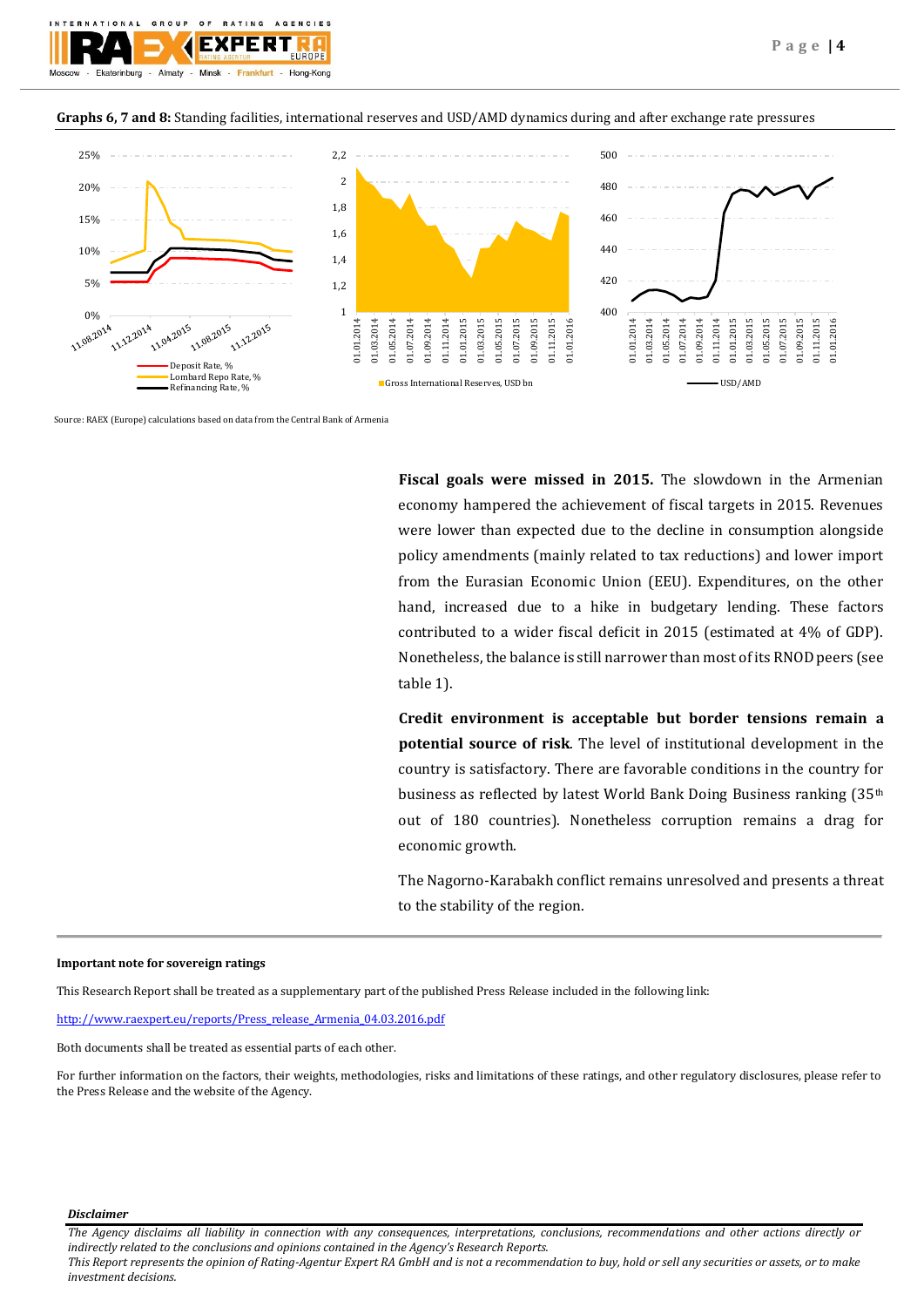**Graphs 6, 7 and 8:** Standing facilities, international reserves and USD/AMD dynamics during and after exchange rate pressures

25%
20%
15%
10%
5%
0%
11.08.2014
11.12.2014
11.04.2015
11.08.2015
11.12.2015
Deposit Rate, %
Lombard Repo Rate, %
Refinancing Rate, %

2,2
2
1,8
1,6
1,4
1,2
1
01.01.2014
01.03.2014
01.05.2014
01.07.2014
01.09.2014
01.11.2014
01.01.2015
01.03.2015
01.05.2015
01.07.2015
01.09.2015
01.11.2015
01.01.2016
Gross International Reserves, USD bn

500
480
460
440
420
400
01.01.2014
01.03.2014
01.05.2014
01.07.2014
01.09.2014
01.11.2014
01.01.2015
01.03.2015
01.05.2015
01.07.2015
01.09.2015
01.11.2015
01.01.2016
USD/AMD

Source: RAEX (Europe) calculations based on data from the Central Bank of Armenia

**Fiscal goals were missed in 2015.** The slowdown in the Armenian economy hampered the achievement of fiscal targets in 2015. Revenues were lower than expected due to the decline in consumption alongside policy amendments (mainly related to tax reductions) and lower import from the Eurasian Economic Union (EEU). Expenditures, on the other hand, increased due to a hike in budgetary lending. These factors contributed to a wider fiscal deficit in 2015 (estimated at 4% of GDP). Nonetheless, the balance is still narrower than most of its RNOD peers (see table 1).

**Credit environment is acceptable but border tensions remain a potential source of risk**. The level of institutional development in the country is satisfactory. There are favorable conditions in the country for business as reflected by latest World Bank Doing Business ranking (35th out of 180 countries). Nonetheless corruption remains a drag for economic growth.

The Nagorno-Karabakh conflict remains unresolved and presents a threat to the stability of the region.

**Important note for sovereign ratings**

This Research Report shall be treated as a supplementary part of the published Press Release included in the following link:

http://www.raexpert.eu/reports/Press_release_Armenia_04.03.2016.pdf

Both documents shall be treated as essential parts of each other.

For further information on the factors, their weights, methodologies, risks and limitations of these ratings, and other regulatory disclosures, please refer to the Press Release and the website of the Agency.

***Disclaimer***

*The Agency disclaims all liability in connection with any consequences, interpretations, conclusions, recommendations and other actions directly or indirectly related to the conclusions and opinions contained in the Agency's Research Reports.*
*This Report represents the opinion of Rating-Agentur Expert RA GmbH and is not a recommendation to buy, hold or sell any securities or assets, or to make investment decisions.*